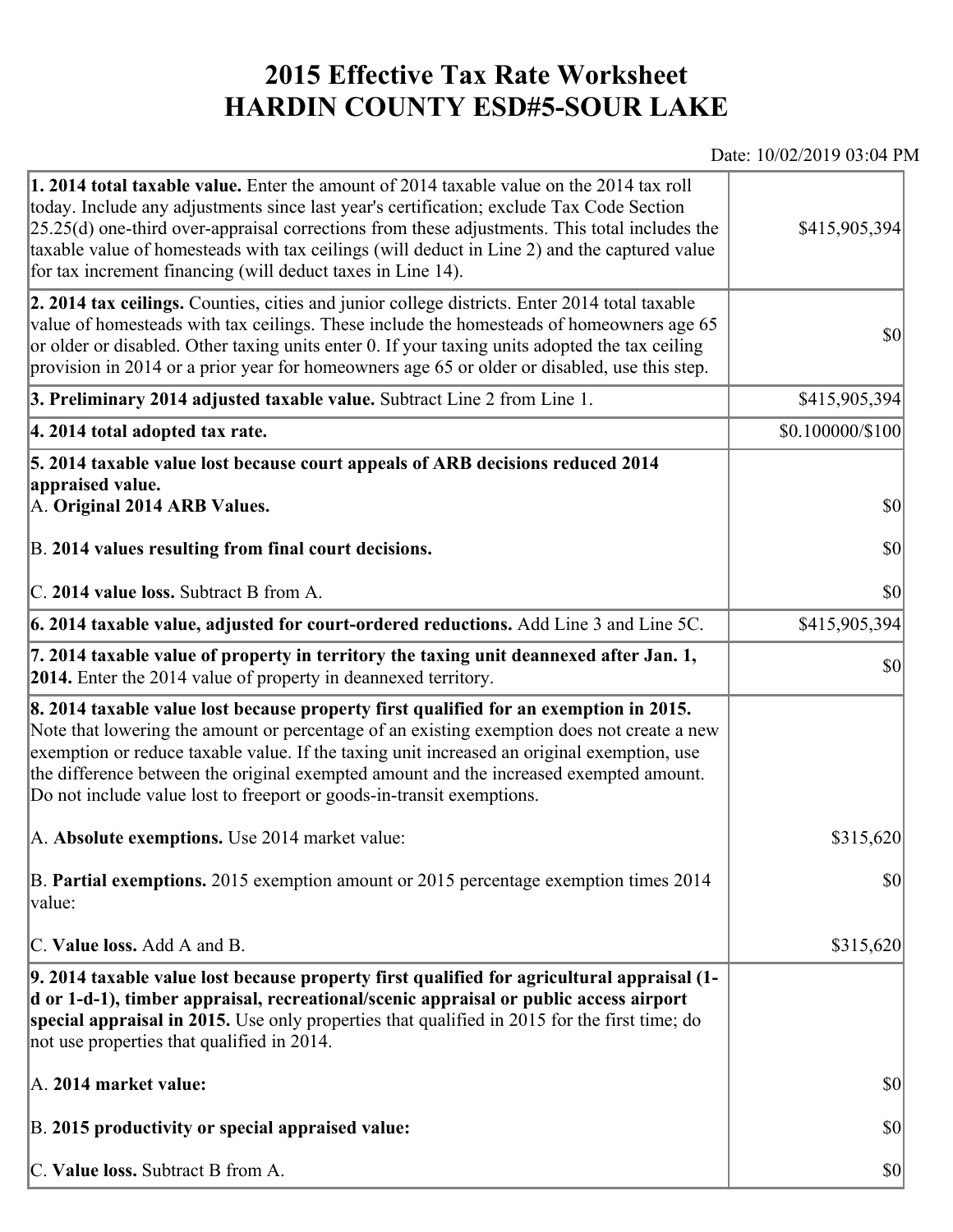# 2015 Effective Tax Rate Worksheet
# HARDIN COUNTY ESD#5-SOUR LAKE

Date: 10/02/2019 03:04 PM

| | |
|---|---|
| **1. 2014 total taxable value.** Enter the amount of 2014 taxable value on the 2014 tax roll today. Include any adjustments since last year's certification; exclude Tax Code Section 25.25(d) one-third over-appraisal corrections from these adjustments. This total includes the taxable value of homesteads with tax ceilings (will deduct in Line 2) and the captured value for tax increment financing (will deduct taxes in Line 14). | $415,905,394 |
| **2. 2014 tax ceilings.** Counties, cities and junior college districts. Enter 2014 total taxable value of homesteads with tax ceilings. These include the homesteads of homeowners age 65 or older or disabled. Other taxing units enter 0. If your taxing units adopted the tax ceiling provision in 2014 or a prior year for homeowners age 65 or older or disabled, use this step. | $0 |
| **3. Preliminary 2014 adjusted taxable value.** Subtract Line 2 from Line 1. | $415,905,394 |
| **4. 2014 total adopted tax rate.** | $0.100000/$100 |
| **5. 2014 taxable value lost because court appeals of ARB decisions reduced 2014 appraised value.** | |
| A. **Original 2014 ARB Values.** | $0 |
| B. **2014 values resulting from final court decisions.** | $0 |
| C. **2014 value loss.** Subtract B from A. | $0 |
| **6. 2014 taxable value, adjusted for court-ordered reductions.** Add Line 3 and Line 5C. | $415,905,394 |
| **7. 2014 taxable value of property in territory the taxing unit deannexed after Jan. 1, 2014.** Enter the 2014 value of property in deannexed territory. | $0 |
| **8. 2014 taxable value lost because property first qualified for an exemption in 2015.** Note that lowering the amount or percentage of an existing exemption does not create a new exemption or reduce taxable value. If the taxing unit increased an original exemption, use the difference between the original exempted amount and the increased exempted amount. Do not include value lost to freeport or goods-in-transit exemptions. | |
| A. **Absolute exemptions.** Use 2014 market value: | $315,620 |
| B. **Partial exemptions.** 2015 exemption amount or 2015 percentage exemption times 2014 value: | $0 |
| C. **Value loss.** Add A and B. | $315,620 |
| **9. 2014 taxable value lost because property first qualified for agricultural appraisal (1-d or 1-d-1), timber appraisal, recreational/scenic appraisal or public access airport special appraisal in 2015.** Use only properties that qualified in 2015 for the first time; do not use properties that qualified in 2014. | |
| A. **2014 market value:** | $0 |
| B. **2015 productivity or special appraised value:** | $0 |
| C. **Value loss.** Subtract B from A. | $0 |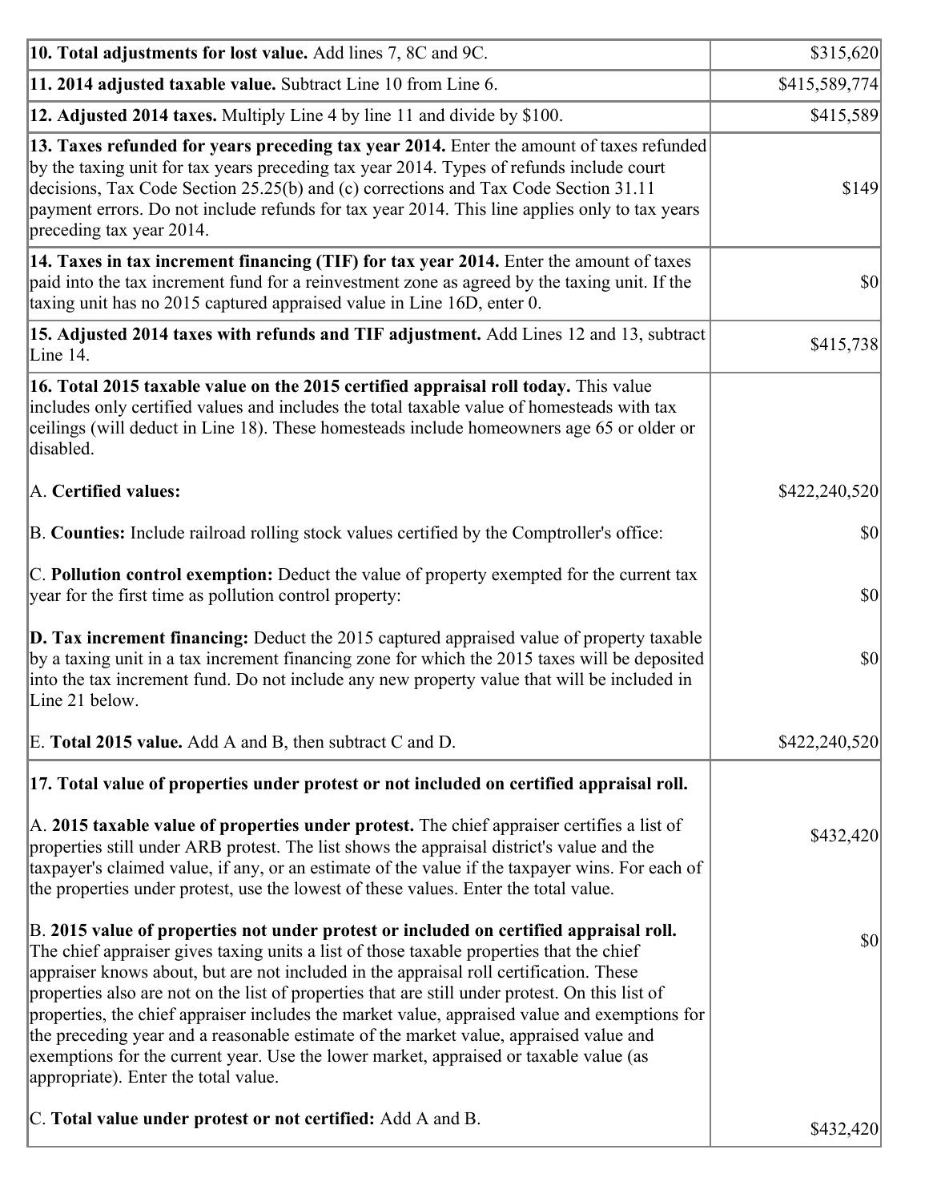| | |
|---|---|
| **10. Total adjustments for lost value.** Add lines 7, 8C and 9C. | $315,620 |
| **11. 2014 adjusted taxable value.** Subtract Line 10 from Line 6. | $415,589,774 |
| **12. Adjusted 2014 taxes.** Multiply Line 4 by line 11 and divide by $100. | $415,589 |
| **13. Taxes refunded for years preceding tax year 2014.** Enter the amount of taxes refunded by the taxing unit for tax years preceding tax year 2014. Types of refunds include court decisions, Tax Code Section 25.25(b) and (c) corrections and Tax Code Section 31.11 payment errors. Do not include refunds for tax year 2014. This line applies only to tax years preceding tax year 2014. | $149 |
| **14. Taxes in tax increment financing (TIF) for tax year 2014.** Enter the amount of taxes paid into the tax increment fund for a reinvestment zone as agreed by the taxing unit. If the taxing unit has no 2015 captured appraised value in Line 16D, enter 0. | $0 |
| **15. Adjusted 2014 taxes with refunds and TIF adjustment.** Add Lines 12 and 13, subtract Line 14. | $415,738 |
| **16. Total 2015 taxable value on the 2015 certified appraisal roll today.** This value includes only certified values and includes the total taxable value of homesteads with tax ceilings (will deduct in Line 18). These homesteads include homeowners age 65 or older or disabled.<br><br>A. **Certified values:**<br><br>B. **Counties:** Include railroad rolling stock values certified by the Comptroller's office:<br><br>C. **Pollution control exemption:** Deduct the value of property exempted for the current tax year for the first time as pollution control property:<br><br>**D. Tax increment financing:** Deduct the 2015 captured appraised value of property taxable by a taxing unit in a tax increment financing zone for which the 2015 taxes will be deposited into the tax increment fund. Do not include any new property value that will be included in Line 21 below.<br><br>E. **Total 2015 value.** Add A and B, then subtract C and D. | <br><br>$422,240,520<br><br>$0<br><br>$0<br><br>$0<br><br>$422,240,520 |
| **17. Total value of properties under protest or not included on certified appraisal roll.**<br><br>A. **2015 taxable value of properties under protest.** The chief appraiser certifies a list of properties still under ARB protest. The list shows the appraisal district's value and the taxpayer's claimed value, if any, or an estimate of the value if the taxpayer wins. For each of the properties under protest, use the lowest of these values. Enter the total value.<br><br>B. **2015 value of properties not under protest or included on certified appraisal roll.** The chief appraiser gives taxing units a list of those taxable properties that the chief appraiser knows about, but are not included in the appraisal roll certification. These properties also are not on the list of properties that are still under protest. On this list of properties, the chief appraiser includes the market value, appraised value and exemptions for the preceding year and a reasonable estimate of the market value, appraised value and exemptions for the current year. Use the lower market, appraised or taxable value (as appropriate). Enter the total value.<br><br>C. **Total value under protest or not certified:** Add A and B. | <br><br>$432,420<br><br>$0<br><br>$432,420 |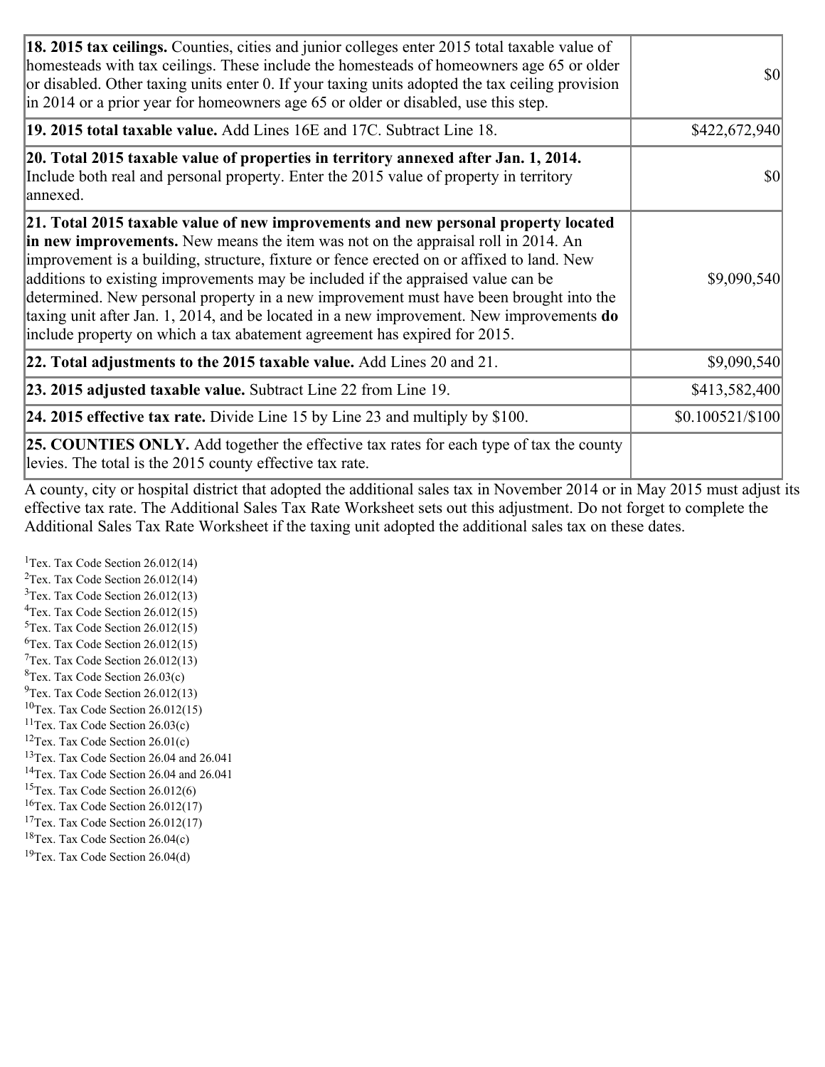| | |
|---|---|
| **18. 2015 tax ceilings.** Counties, cities and junior colleges enter 2015 total taxable value of homesteads with tax ceilings. These include the homesteads of homeowners age 65 or older or disabled. Other taxing units enter 0. If your taxing units adopted the tax ceiling provision in 2014 or a prior year for homeowners age 65 or older or disabled, use this step. | $0 |
| **19. 2015 total taxable value.** Add Lines 16E and 17C. Subtract Line 18. | $422,672,940 |
| **20. Total 2015 taxable value of properties in territory annexed after Jan. 1, 2014.** Include both real and personal property. Enter the 2015 value of property in territory annexed. | $0 |
| **21. Total 2015 taxable value of new improvements and new personal property located in new improvements.** New means the item was not on the appraisal roll in 2014. An improvement is a building, structure, fixture or fence erected on or affixed to land. New additions to existing improvements may be included if the appraised value can be determined. New personal property in a new improvement must have been brought into the taxing unit after Jan. 1, 2014, and be located in a new improvement. New improvements **do** include property on which a tax abatement agreement has expired for 2015. | $9,090,540 |
| **22. Total adjustments to the 2015 taxable value.** Add Lines 20 and 21. | $9,090,540 |
| **23. 2015 adjusted taxable value.** Subtract Line 22 from Line 19. | $413,582,400 |
| **24. 2015 effective tax rate.** Divide Line 15 by Line 23 and multiply by $100. | $0.100521/$100 |
| **25. COUNTIES ONLY.** Add together the effective tax rates for each type of tax the county levies. The total is the 2015 county effective tax rate. | |

A county, city or hospital district that adopted the additional sales tax in November 2014 or in May 2015 must adjust its effective tax rate. The Additional Sales Tax Rate Worksheet sets out this adjustment. Do not forget to complete the Additional Sales Tax Rate Worksheet if the taxing unit adopted the additional sales tax on these dates.

[1]Tex. Tax Code Section 26.012(14)
[2]Tex. Tax Code Section 26.012(14)
[3]Tex. Tax Code Section 26.012(13)
[4]Tex. Tax Code Section 26.012(15)
[5]Tex. Tax Code Section 26.012(15)
[6]Tex. Tax Code Section 26.012(15)
[7]Tex. Tax Code Section 26.012(13)
[8]Tex. Tax Code Section 26.03(c)
[9]Tex. Tax Code Section 26.012(13)
[10]Tex. Tax Code Section 26.012(15)
[11]Tex. Tax Code Section 26.03(c)
[12]Tex. Tax Code Section 26.01(c)
[13]Tex. Tax Code Section 26.04 and 26.041
[14]Tex. Tax Code Section 26.04 and 26.041
[15]Tex. Tax Code Section 26.012(6)
[16]Tex. Tax Code Section 26.012(17)
[17]Tex. Tax Code Section 26.012(17)
[18]Tex. Tax Code Section 26.04(c)
[19]Tex. Tax Code Section 26.04(d)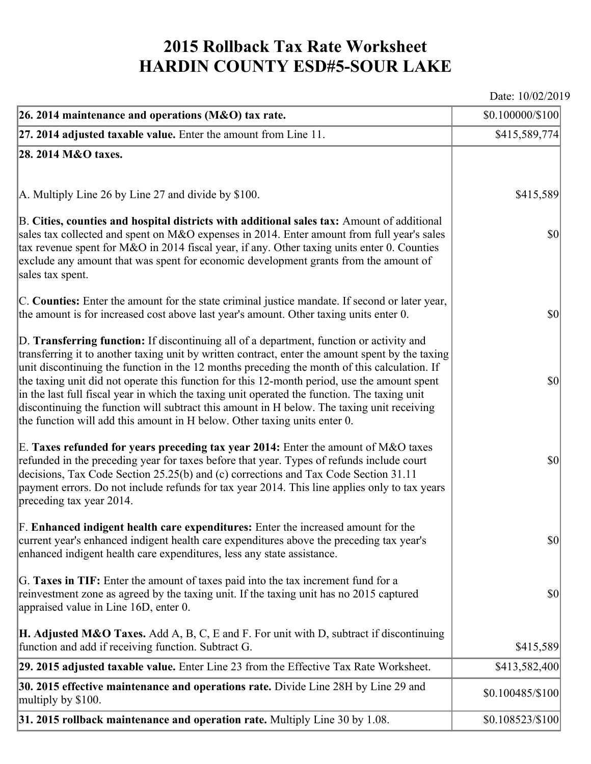# 2015 Rollback Tax Rate Worksheet
# HARDIN COUNTY ESD#5-SOUR LAKE

Date: 10/02/2019

| | |
|---|---|
| **26. 2014 maintenance and operations (M&O) tax rate.** | $0.100000/$100 |
| **27. 2014 adjusted taxable value.** Enter the amount from Line 11. | $415,589,774 |
| **28. 2014 M&O taxes.** | |
| A. Multiply Line 26 by Line 27 and divide by $100. | $415,589 |
| B. **Cities, counties and hospital districts with additional sales tax:** Amount of additional sales tax collected and spent on M&O expenses in 2014. Enter amount from full year's sales tax revenue spent for M&O in 2014 fiscal year, if any. Other taxing units enter 0. Counties exclude any amount that was spent for economic development grants from the amount of sales tax spent. | $0 |
| C. **Counties:** Enter the amount for the state criminal justice mandate. If second or later year, the amount is for increased cost above last year's amount. Other taxing units enter 0. | $0 |
| D. **Transferring function:** If discontinuing all of a department, function or activity and transferring it to another taxing unit by written contract, enter the amount spent by the taxing unit discontinuing the function in the 12 months preceding the month of this calculation. If the taxing unit did not operate this function for this 12-month period, use the amount spent in the last full fiscal year in which the taxing unit operated the function. The taxing unit discontinuing the function will subtract this amount in H below. The taxing unit receiving the function will add this amount in H below. Other taxing units enter 0. | $0 |
| E. **Taxes refunded for years preceding tax year 2014:** Enter the amount of M&O taxes refunded in the preceding year for taxes before that year. Types of refunds include court decisions, Tax Code Section 25.25(b) and (c) corrections and Tax Code Section 31.11 payment errors. Do not include refunds for tax year 2014. This line applies only to tax years preceding tax year 2014. | $0 |
| F. **Enhanced indigent health care expenditures:** Enter the increased amount for the current year's enhanced indigent health care expenditures above the preceding tax year's enhanced indigent health care expenditures, less any state assistance. | $0 |
| G. **Taxes in TIF:** Enter the amount of taxes paid into the tax increment fund for a reinvestment zone as agreed by the taxing unit. If the taxing unit has no 2015 captured appraised value in Line 16D, enter 0. | $0 |
| **H. Adjusted M&O Taxes.** Add A, B, C, E and F. For unit with D, subtract if discontinuing function and add if receiving function. Subtract G. | $415,589 |
| **29. 2015 adjusted taxable value.** Enter Line 23 from the Effective Tax Rate Worksheet. | $413,582,400 |
| **30. 2015 effective maintenance and operations rate.** Divide Line 28H by Line 29 and multiply by $100. | $0.100485/$100 |
| **31. 2015 rollback maintenance and operation rate.** Multiply Line 30 by 1.08. | $0.108523/$100 |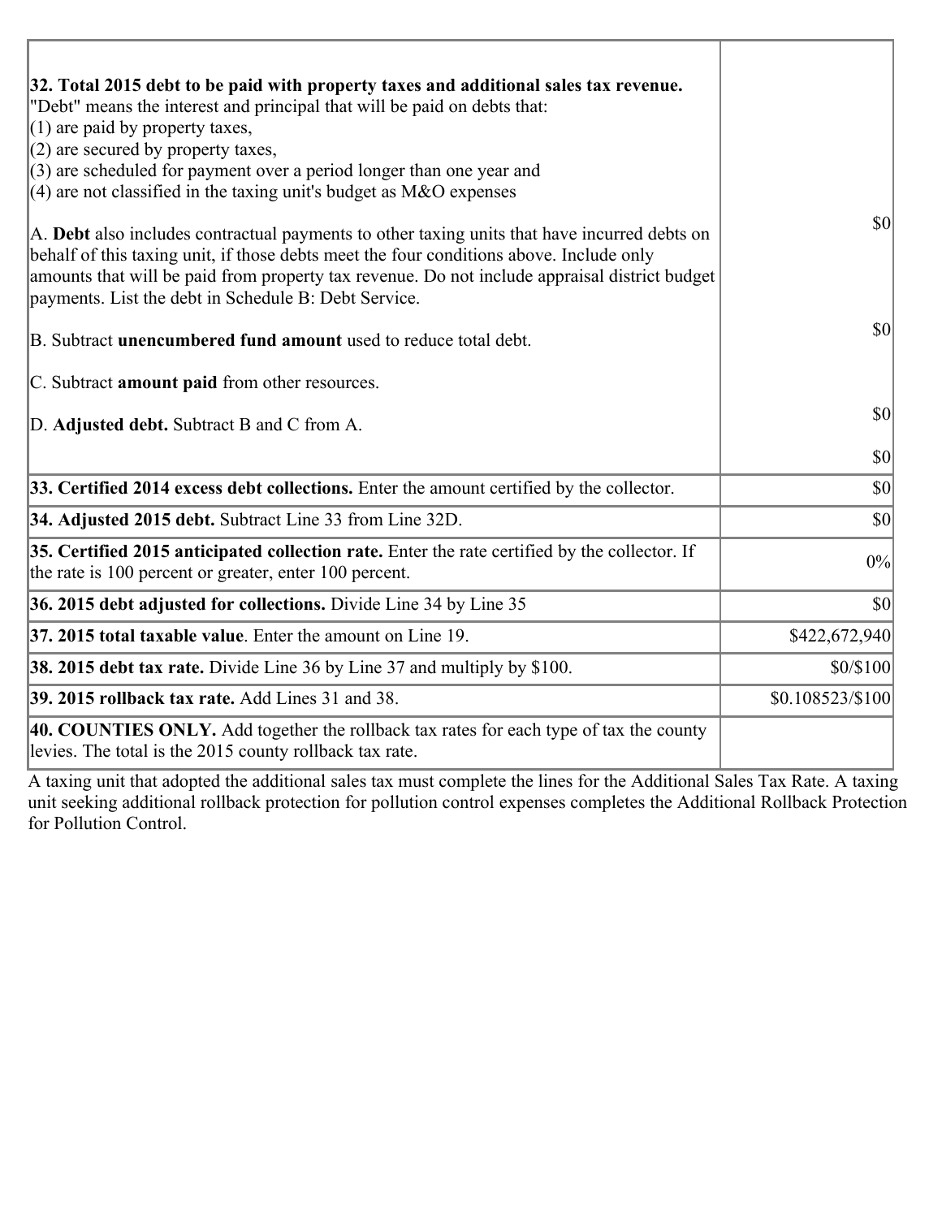| | |
|---|---|
| **32. Total 2015 debt to be paid with property taxes and additional sales tax revenue.**<br>"Debt" means the interest and principal that will be paid on debts that:<br>(1) are paid by property taxes,<br>(2) are secured by property taxes,<br>(3) are scheduled for payment over a period longer than one year and<br>(4) are not classified in the taxing unit's budget as M&O expenses<br><br>A. **Debt** also includes contractual payments to other taxing units that have incurred debts on behalf of this taxing unit, if those debts meet the four conditions above. Include only amounts that will be paid from property tax revenue. Do not include appraisal district budget payments. List the debt in Schedule B: Debt Service.<br><br>B. Subtract **unencumbered fund amount** used to reduce total debt.<br><br>C. Subtract **amount paid** from other resources.<br><br>D. **Adjusted debt.** Subtract B and C from A. | $0<br><br>$0<br><br>$0<br><br>$0 |
| **33. Certified 2014 excess debt collections.** Enter the amount certified by the collector. | $0 |
| **34. Adjusted 2015 debt.** Subtract Line 33 from Line 32D. | $0 |
| **35. Certified 2015 anticipated collection rate.** Enter the rate certified by the collector. If the rate is 100 percent or greater, enter 100 percent. | 0% |
| **36. 2015 debt adjusted for collections.** Divide Line 34 by Line 35 | $0 |
| **37. 2015 total taxable value**. Enter the amount on Line 19. | $422,672,940 |
| **38. 2015 debt tax rate.** Divide Line 36 by Line 37 and multiply by $100. | $0/$100 |
| **39. 2015 rollback tax rate.** Add Lines 31 and 38. | $0.108523/$100 |
| **40. COUNTIES ONLY.** Add together the rollback tax rates for each type of tax the county levies. The total is the 2015 county rollback tax rate. | |

A taxing unit that adopted the additional sales tax must complete the lines for the Additional Sales Tax Rate. A taxing unit seeking additional rollback protection for pollution control expenses completes the Additional Rollback Protection for Pollution Control.